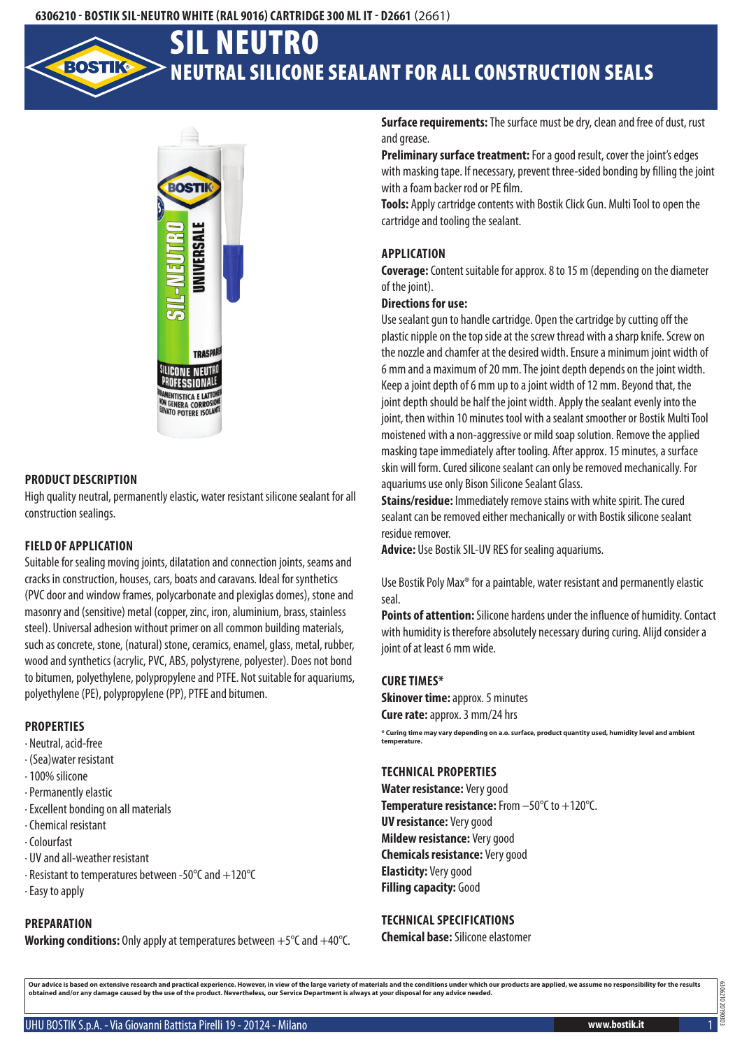6306210 - BOSTIK SIL-NEUTRO WHITE (RAL 9016) CARTRIDGE 300 ML IT - D2661 (2661)

# SIL NEUTRO

## NEUTRAL SILICONE SEALANT FOR ALL CONSTRUCTION SEALS

### PRODUCT DESCRIPTION

High quality neutral, permanently elastic, water resistant silicone sealant for all construction sealings.

### FIELD OF APPLICATION

Suitable for sealing moving joints, dilatation and connection joints, seams and cracks in construction, houses, cars, boats and caravans. Ideal for synthetics (PVC door and window frames, polycarbonate and plexiglas domes), stone and masonry and (sensitive) metal (copper, zinc, iron, aluminium, brass, stainless steel). Universal adhesion without primer on all common building materials, such as concrete, stone, (natural) stone, ceramics, enamel, glass, metal, rubber, wood and synthetics (acrylic, PVC, ABS, polystyrene, polyester). Does not bond to bitumen, polyethylene, polypropylene and PTFE. Not suitable for aquariums, polyethylene (PE), polypropylene (PP), PTFE and bitumen.

### PROPERTIES

- Neutral, acid-free
- (Sea)water resistant
- 100% silicone
- Permanently elastic
- Excellent bonding on all materials
- Chemical resistant
- Colourfast
- UV and all-weather resistant
- Resistant to temperatures between -50°C and +120°C
- Easy to apply

### PREPARATION

**Working conditions:** Only apply at temperatures between +5°C and +40°C.

**Surface requirements:** The surface must be dry, clean and free of dust, rust and grease.

**Preliminary surface treatment:** For a good result, cover the joint's edges with masking tape. If necessary, prevent three-sided bonding by filling the joint with a foam backer rod or PE film.

**Tools:** Apply cartridge contents with Bostik Click Gun. Multi Tool to open the cartridge and tooling the sealant.

### APPLICATION

**Coverage:** Content suitable for approx. 8 to 15 m (depending on the diameter of the joint).

**Directions for use:**

Use sealant gun to handle cartridge. Open the cartridge by cutting off the plastic nipple on the top side at the screw thread with a sharp knife. Screw on the nozzle and chamfer at the desired width. Ensure a minimum joint width of 6 mm and a maximum of 20 mm. The joint depth depends on the joint width. Keep a joint depth of 6 mm up to a joint width of 12 mm. Beyond that, the joint depth should be half the joint width. Apply the sealant evenly into the joint, then within 10 minutes tool with a sealant smoother or Bostik Multi Tool moistened with a non-aggressive or mild soap solution. Remove the applied masking tape immediately after tooling. After approx. 15 minutes, a surface skin will form. Cured silicone sealant can only be removed mechanically. For aquariums use only Bison Silicone Sealant Glass.

**Stains/residue:** Immediately remove stains with white spirit. The cured sealant can be removed either mechanically or with Bostik silicone sealant residue remover.

**Advice:** Use Bostik SIL-UV RES for sealing aquariums.

Use Bostik Poly Max® for a paintable, water resistant and permanently elastic seal.

**Points of attention:** Silicone hardens under the influence of humidity. Contact with humidity is therefore absolutely necessary during curing. Alijd consider a joint of at least 6 mm wide.

### CURE TIMES*

**Skinover time:** approx. 5 minutes

**Cure rate:** approx. 3 mm/24 hrs

\* Curing time may vary depending on a.o. surface, product quantity used, humidity level and ambient temperature.

### TECHNICAL PROPERTIES

**Water resistance:** Very good

**Temperature resistance:** From −50°C to +120°C.

**UV resistance:** Very good

**Mildew resistance:** Very good

**Chemicals resistance:** Very good

**Elasticity:** Very good

**Filling capacity:** Good

### TECHNICAL SPECIFICATIONS

**Chemical base:** Silicone elastomer

Our advice is based on extensive research and practical experience. However, in view of the large variety of materials and the conditions under which our products are applied, we assume no responsibility for the results obtained and/or any damage caused by the use of the product. Nevertheless, our Service Department is always at your disposal for any advice needed.

UHU BOSTIK S.p.A. - Via Giovanni Battista Pirelli 19 - 20124 - Milano

www.bostik.it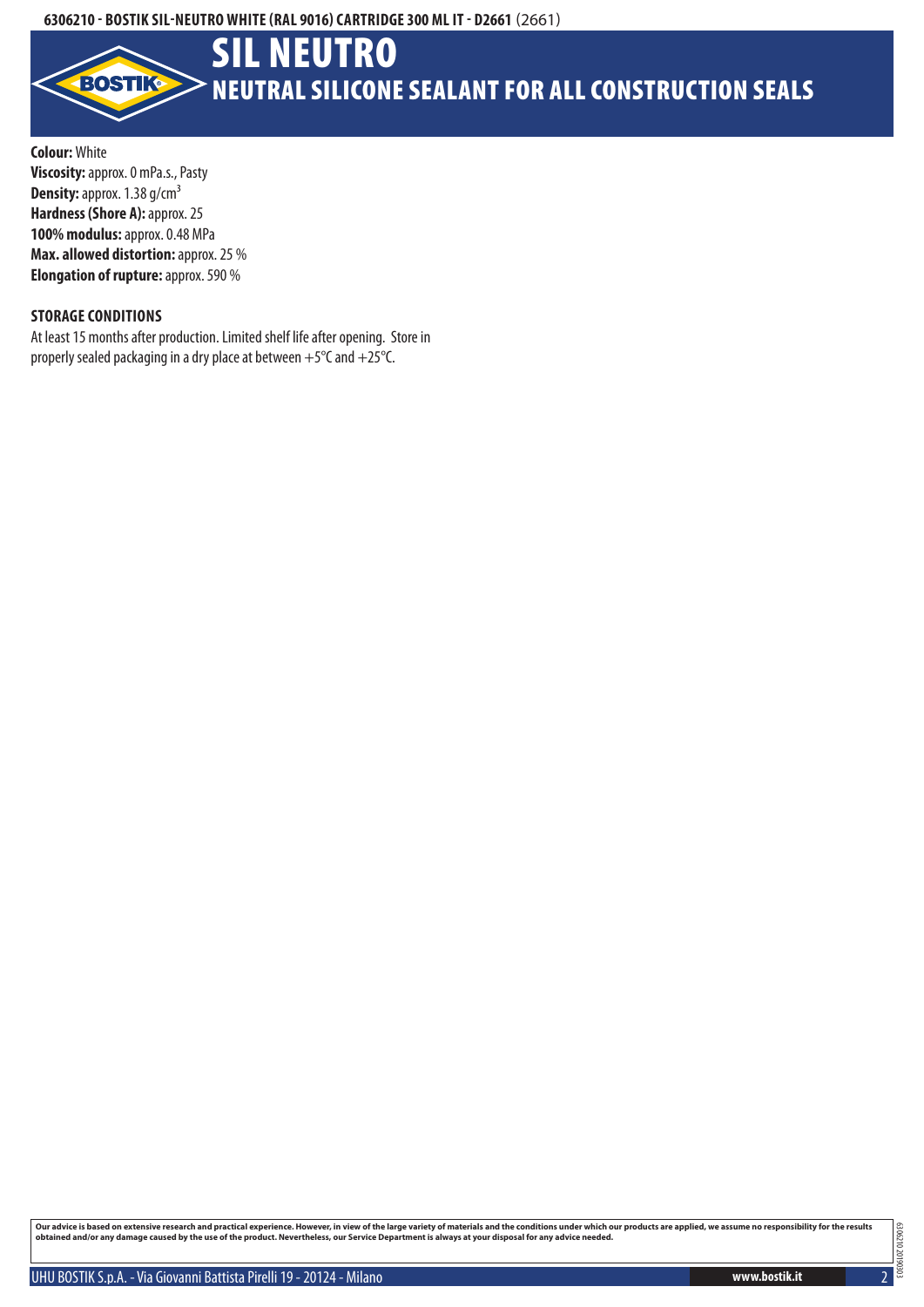# SIL NEUTRO

## NEUTRAL SILICONE SEALANT FOR ALL CONSTRUCTION SEALS

**Colour:** White
**Viscosity:** approx. 0 mPa.s., Pasty
**Density:** approx. 1.38 g/cm$^3$
**Hardness (Shore A):** approx. 25
**100% modulus:** approx. 0.48 MPa
**Max. allowed distortion:** approx. 25 %
**Elongation of rupture:** approx. 590 %

### STORAGE CONDITIONS

At least 15 months after production. Limited shelf life after opening. Store in properly sealed packaging in a dry place at between +5°C and +25°C.

**Our advice is based on extensive research and practical experience. However, in view of the large variety of materials and the conditions under which our products are applied, we assume no responsibility for the results obtained and/or any damage caused by the use of the product. Nevertheless, our Service Department is always at your disposal for any advice needed.**

UHU BOSTIK S.p.A. - Via Giovanni Battista Pirelli 19 - 20124 - Milano

**www.bostik.it**